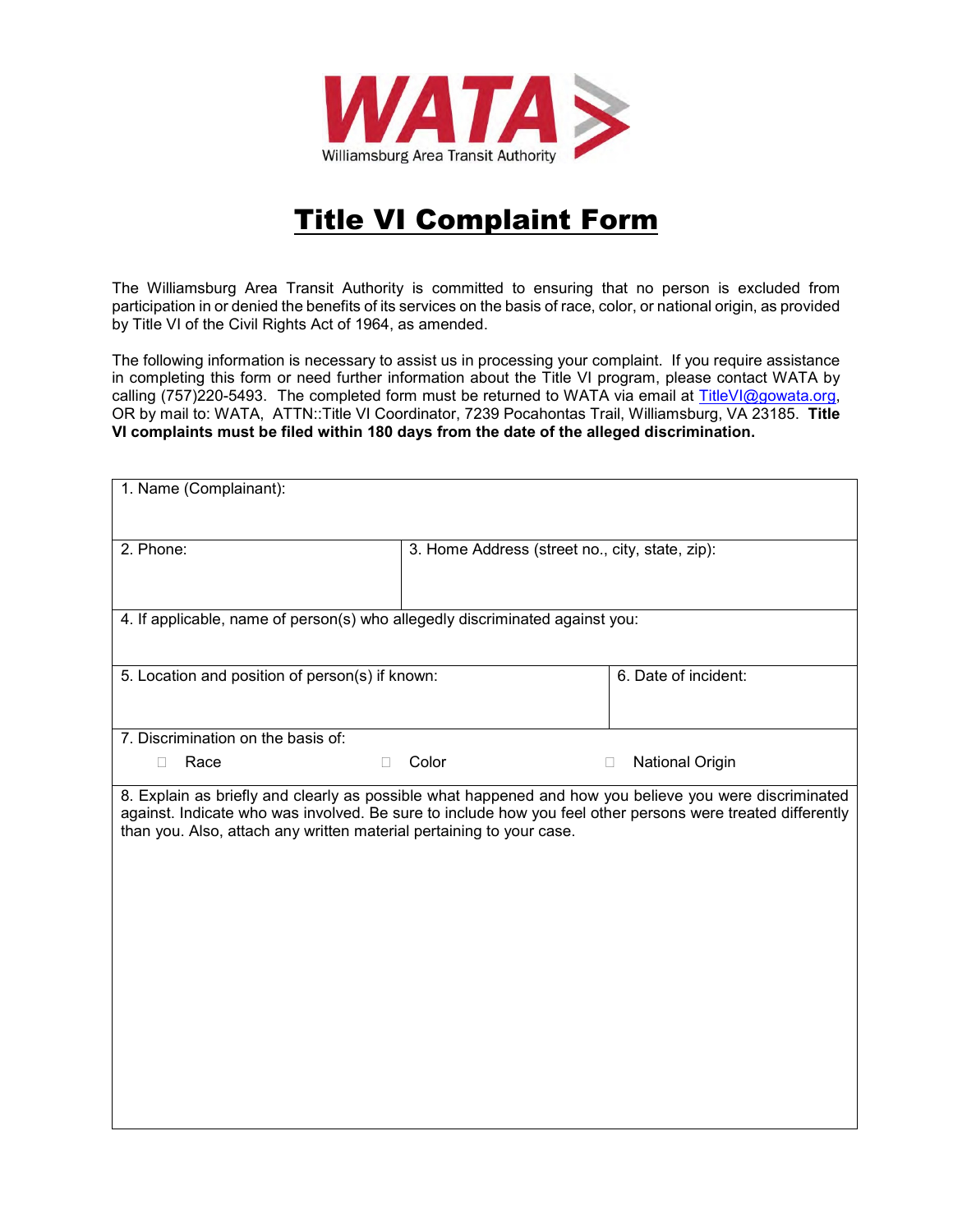WATA

Williamsburg Area Transit Authority

# Title VI Complaint Form

The Williamsburg Area Transit Authority is committed to ensuring that no person is excluded from participation in or denied the benefits of its services on the basis of race, color, or national origin, as provided by Title VI of the Civil Rights Act of 1964, as amended.

The following information is necessary to assist us in processing your complaint. If you require assistance in completing this form or need further information about the Title VI program, please contact WATA by calling (757)220-5493. The completed form must be returned to WATA via email at TitleVI@gowata.org, OR by mail to: WATA, ATTN::Title VI Coordinator, 7239 Pocahontas Trail, Williamsburg, VA 23185. **Title VI complaints must be filed within 180 days from the date of the alleged discrimination.**

| | | |
|---|---|---|
| 1. Name (Complainant): | | |
| 2. Phone: | 3. Home Address (street no., city, state, zip): | |
| 4. If applicable, name of person(s) who allegedly discriminated against you: | | |
| 5. Location and position of person(s) if known: | | 6. Date of incident: |
| 7. Discrimination on the basis of: ☐ Race | ☐ Color | ☐ National Origin |
| 8. Explain as briefly and clearly as possible what happened and how you believe you were discriminated against. Indicate who was involved. Be sure to include how you feel other persons were treated differently than you. Also, attach any written material pertaining to your case. | | |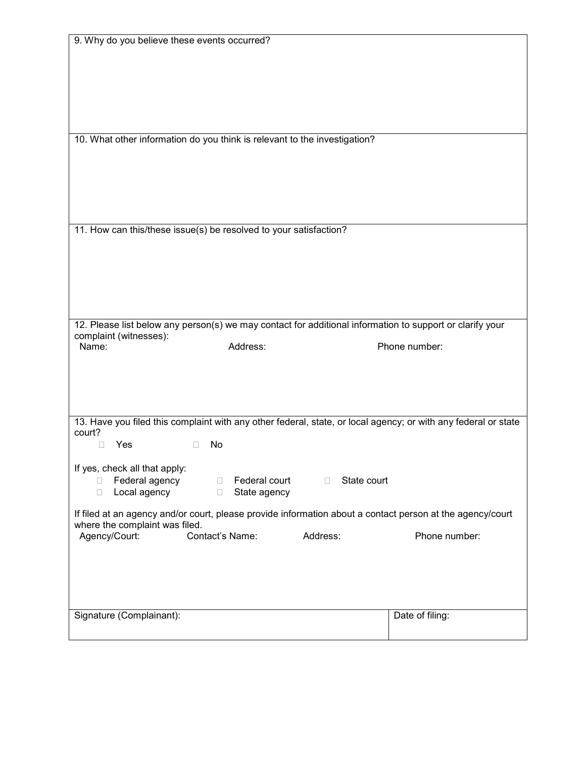9. Why do you believe these events occurred?

10. What other information do you think is relevant to the investigation?

11. How can this/these issue(s) be resolved to your satisfaction?

12. Please list below any person(s) we may contact for additional information to support or clarify your complaint (witnesses):

| Name: | Address: | Phone number: |
| --- | --- | --- |
| | | |

13. Have you filed this complaint with any other federal, state, or local agency; or with any federal or state court?

- ☐ Yes
- ☐ No

If yes, check all that apply:

- ☐ Federal agency
- ☐ Federal court
- ☐ State court
- ☐ Local agency
- ☐ State agency

If filed at an agency and/or court, please provide information about a contact person at the agency/court where the complaint was filed.

| Agency/Court: | Contact's Name: | Address: | Phone number: |
| --- | --- | --- | --- |
| | | | |

| Signature (Complainant): | Date of filing: |
| --- | --- |
| | |